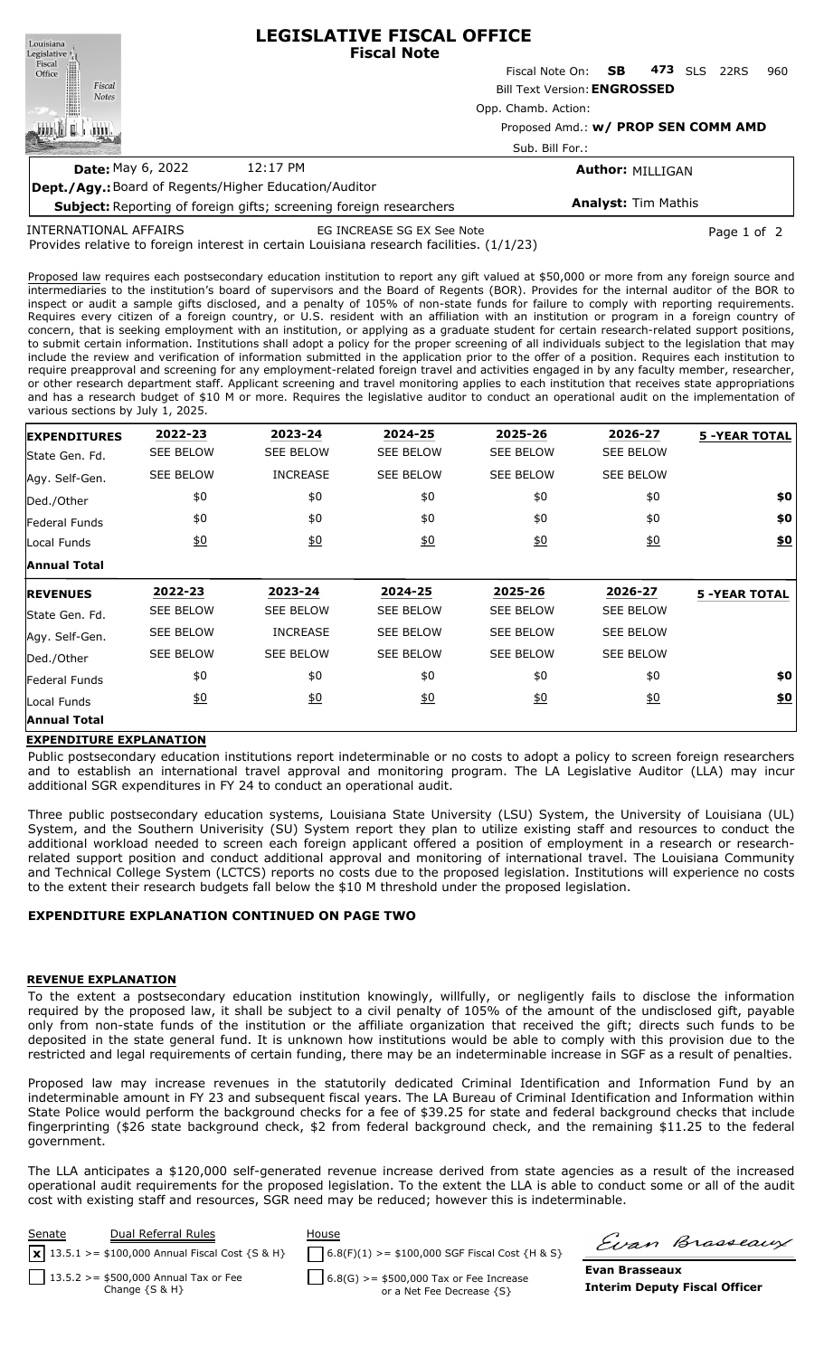# LEGISLATIVE FISCAL OFFICE
## Fiscal Note

Fiscal Note On: **SB 473** SLS 22RS 960

Bill Text Version: **ENGROSSED**

Opp. Chamb. Action:

Proposed Amd.: **w/ PROP SEN COMM AMD**

Sub. Bill For.:

**Date:** May 6, 2022 12:17 PM

**Author:** MILLIGAN

**Dept./Agy.:** Board of Regents/Higher Education/Auditor

**Subject:** Reporting of foreign gifts; screening foreign researchers

**Analyst:** Tim Mathis

INTERNATIONAL AFFAIRS EG INCREASE SG EX See Note

Provides relative to foreign interest in certain Louisiana research facilities. (1/1/23)

Proposed law requires each postsecondary education institution to report any gift valued at $50,000 or more from any foreign source and intermediaries to the institution's board of supervisors and the Board of Regents (BOR). Provides for the internal auditor of the BOR to inspect or audit a sample gifts disclosed, and a penalty of 105% of non-state funds for failure to comply with reporting requirements. Requires every citizen of a foreign country, or U.S. resident with an affiliation with an institution or program in a foreign country of concern, that is seeking employment with an institution, or applying as a graduate student for certain research-related support positions, to submit certain information. Institutions shall adopt a policy for the proper screening of all individuals subject to the legislation that may include the review and verification of information submitted in the application prior to the offer of a position. Requires each institution to require preapproval and screening for any employment-related foreign travel and activities engaged in by any faculty member, researcher, or other research department staff. Applicant screening and travel monitoring applies to each institution that receives state appropriations and has a research budget of $10 M or more. Requires the legislative auditor to conduct an operational audit on the implementation of various sections by July 1, 2025.

| EXPENDITURES | 2022-23 | 2023-24 | 2024-25 | 2025-26 | 2026-27 | 5 -YEAR TOTAL |
|---|---|---|---|---|---|---|
| State Gen. Fd. | SEE BELOW | SEE BELOW | SEE BELOW | SEE BELOW | SEE BELOW | |
| Agy. Self-Gen. | SEE BELOW | INCREASE | SEE BELOW | SEE BELOW | SEE BELOW | |
| Ded./Other | $0 | $0 | $0 | $0 | $0 | $0 |
| Federal Funds | $0 | $0 | $0 | $0 | $0 | $0 |
| Local Funds | $0 | $0 | $0 | $0 | $0 | $0 |
| **Annual Total** | | | | | | |

| REVENUES | 2022-23 | 2023-24 | 2024-25 | 2025-26 | 2026-27 | 5 -YEAR TOTAL |
|---|---|---|---|---|---|---|
| State Gen. Fd. | SEE BELOW | SEE BELOW | SEE BELOW | SEE BELOW | SEE BELOW | |
| Agy. Self-Gen. | SEE BELOW | INCREASE | SEE BELOW | SEE BELOW | SEE BELOW | |
| Ded./Other | SEE BELOW | SEE BELOW | SEE BELOW | SEE BELOW | SEE BELOW | |
| Federal Funds | $0 | $0 | $0 | $0 | $0 | $0 |
| Local Funds | $0 | $0 | $0 | $0 | $0 | $0 |
| **Annual Total** | | | | | | |

## EXPENDITURE EXPLANATION

Public postsecondary education institutions report indeterminable or no costs to adopt a policy to screen foreign researchers and to establish an international travel approval and monitoring program. The LA Legislative Auditor (LLA) may incur additional SGR expenditures in FY 24 to conduct an operational audit.

Three public postsecondary education systems, Louisiana State University (LSU) System, the University of Louisiana (UL) System, and the Southern Univerisity (SU) System report they plan to utilize existing staff and resources to conduct the additional workload needed to screen each foreign applicant offered a position of employment in a research or research-related support position and conduct additional approval and monitoring of international travel. The Louisiana Community and Technical College System (LCTCS) reports no costs due to the proposed legislation. Institutions will experience no costs to the extent their research budgets fall below the $10 M threshold under the proposed legislation.

**EXPENDITURE EXPLANATION CONTINUED ON PAGE TWO**

## REVENUE EXPLANATION

To the extent a postsecondary education institution knowingly, willfully, or negligently fails to disclose the information required by the proposed law, it shall be subject to a civil penalty of 105% of the amount of the undisclosed gift, payable only from non-state funds of the institution or the affiliate organization that received the gift; directs such funds to be deposited in the state general fund. It is unknown how institutions would be able to comply with this provision due to the restricted and legal requirements of certain funding, there may be an indeterminable increase in SGF as a result of penalties.

Proposed law may increase revenues in the statutorily dedicated Criminal Identification and Information Fund by an indeterminable amount in FY 23 and subsequent fiscal years. The LA Bureau of Criminal Identification and Information within State Police would perform the background checks for a fee of $39.25 for state and federal background checks that include fingerprinting ($26 state background check, $2 from federal background check, and the remaining $11.25 to the federal government.

The LLA anticipates a $120,000 self-generated revenue increase derived from state agencies as a result of the increased operational audit requirements for the proposed legislation. To the extent the LLA is able to conduct some or all of the audit cost with existing staff and resources, SGR need may be reduced; however this is indeterminable.

| Senate | Dual Referral Rules | House |
|---|---|---|
| [x] 13.5.1 >= $100,000 Annual Fiscal Cost {S & H} | | [ ] 6.8(F)(1) >= $100,000 SGF Fiscal Cost {H & S} |
| [ ] 13.5.2 >= $500,000 Annual Tax or Fee Change {S & H} | | [ ] 6.8(G) >= $500,000 Tax or Fee Increase or a Net Fee Decrease {S} |

Evan Brasseaux

**Evan Brasseaux**
**Interim Deputy Fiscal Officer**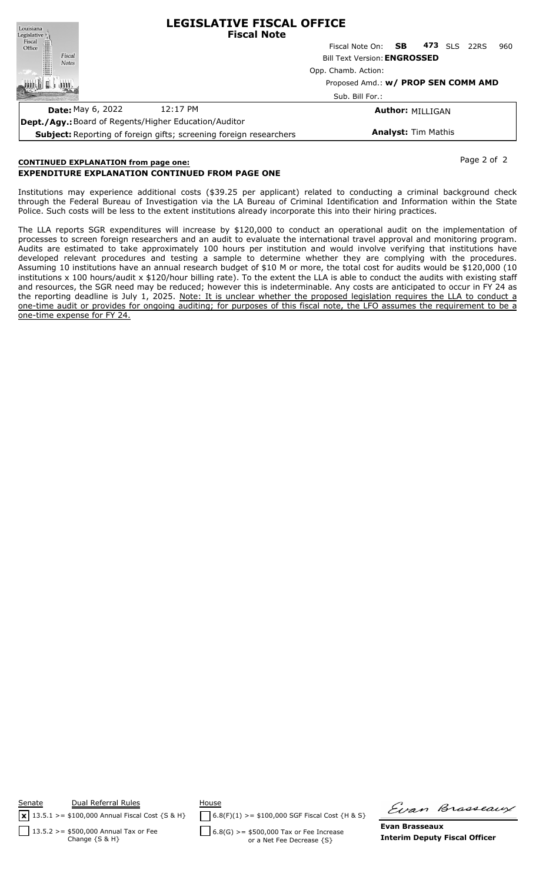# LEGISLATIVE FISCAL OFFICE
**Fiscal Note**

Fiscal Note On: **SB 473** SLS 22RS 960

Bill Text Version: **ENGROSSED**

Opp. Chamb. Action:

Proposed Amd.: **w/ PROP SEN COMM AMD**

Sub. Bill For.:

**Date:** May 6, 2022 12:17 PM

**Author:** MILLIGAN

**Dept./Agy.:** Board of Regents/Higher Education/Auditor

**Subject:** Reporting of foreign gifts; screening foreign researchers

**Analyst:** Tim Mathis

**CONTINUED EXPLANATION from page one:**
**EXPENDITURE EXPLANATION CONTINUED FROM PAGE ONE**

Institutions may experience additional costs ($39.25 per applicant) related to conducting a criminal background check through the Federal Bureau of Investigation via the LA Bureau of Criminal Identification and Information within the State Police. Such costs will be less to the extent institutions already incorporate this into their hiring practices.

The LLA reports SGR expenditures will increase by $120,000 to conduct an operational audit on the implementation of processes to screen foreign researchers and an audit to evaluate the international travel approval and monitoring program. Audits are estimated to take approximately 100 hours per institution and would involve verifying that institutions have developed relevant procedures and testing a sample to determine whether they are complying with the procedures. Assuming 10 institutions have an annual research budget of $10 M or more, the total cost for audits would be $120,000 (10 institutions x 100 hours/audit x $120/hour billing rate). To the extent the LLA is able to conduct the audits with existing staff and resources, the SGR need may be reduced; however this is indeterminable. Any costs are anticipated to occur in FY 24 as the reporting deadline is July 1, 2025. Note: It is unclear whether the proposed legislation requires the LLA to conduct a one-time audit or provides for ongoing auditing; for purposes of this fiscal note, the LFO assumes the requirement to be a one-time expense for FY 24.

Senate — Dual Referral Rules

[x] 13.5.1 >= $100,000 Annual Fiscal Cost {S & H}

[ ] 13.5.2 >= $500,000 Annual Tax or Fee Change {S & H}

House

[ ] 6.8(F)(1) >= $100,000 SGF Fiscal Cost {H & S}

[ ] 6.8(G) >= $500,000 Tax or Fee Increase or a Net Fee Decrease {S}

**Evan Brasseaux**
**Interim Deputy Fiscal Officer**